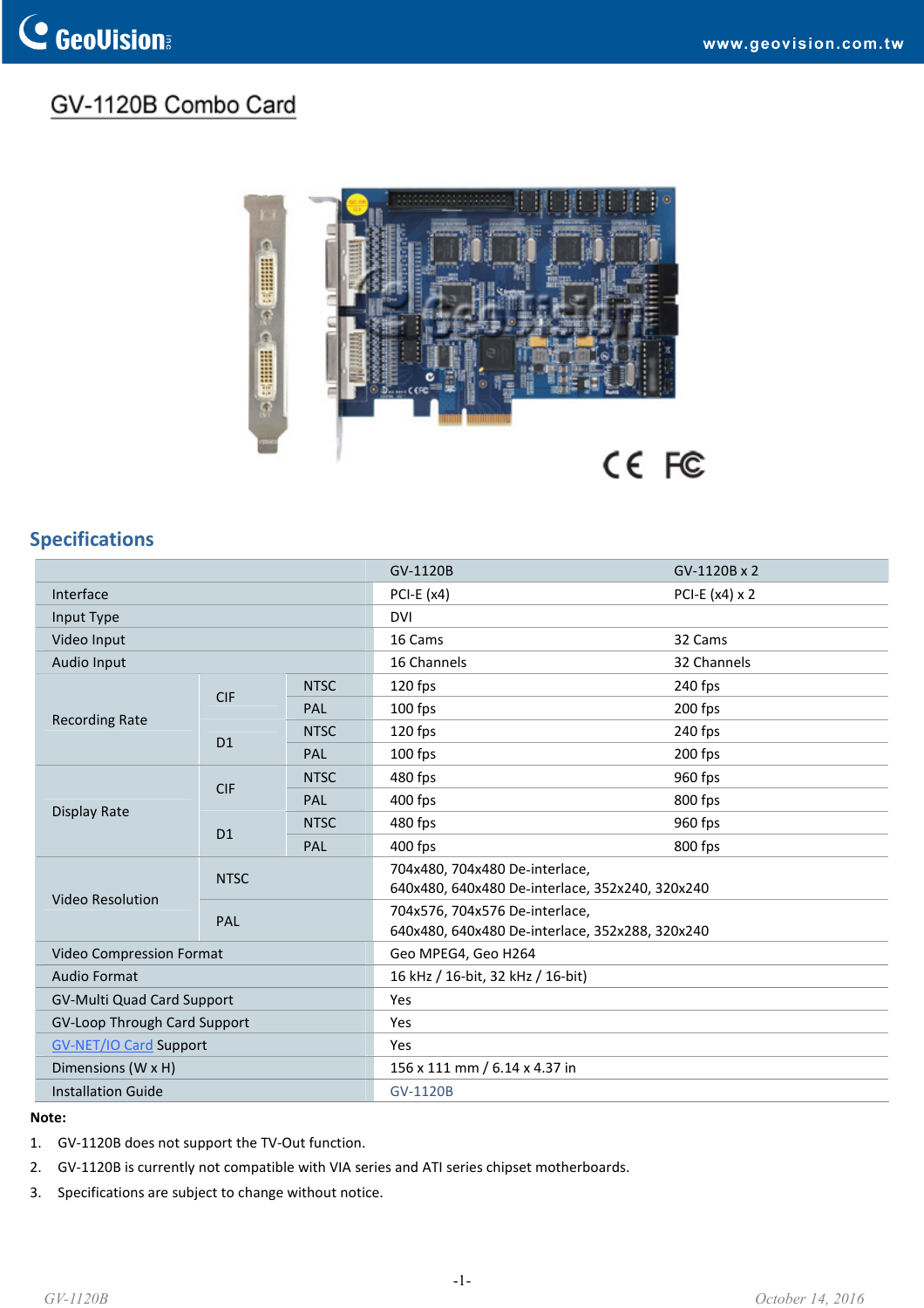# GV-1120B Combo Card

## Specifications

| | | | GV-1120B | GV-1120B x 2 |
|---|---|---|---|---|
| Interface | | | PCI-E (x4) | PCI-E (x4) x 2 |
| Input Type | | | DVI | |
| Video Input | | | 16 Cams | 32 Cams |
| Audio Input | | | 16 Channels | 32 Channels |
| Recording Rate | CIF | NTSC | 120 fps | 240 fps |
| | | PAL | 100 fps | 200 fps |
| | D1 | NTSC | 120 fps | 240 fps |
| | | PAL | 100 fps | 200 fps |
| Display Rate | CIF | NTSC | 480 fps | 960 fps |
| | | PAL | 400 fps | 800 fps |
| | D1 | NTSC | 480 fps | 960 fps |
| | | PAL | 400 fps | 800 fps |
| Video Resolution | NTSC | | 704x480, 704x480 De-interlace, 640x480, 640x480 De-interlace, 352x240, 320x240 | |
| | PAL | | 704x576, 704x576 De-interlace, 640x480, 640x480 De-interlace, 352x288, 320x240 | |
| Video Compression Format | | | Geo MPEG4, Geo H264 | |
| Audio Format | | | 16 kHz / 16-bit, 32 kHz / 16-bit) | |
| GV-Multi Quad Card Support | | | Yes | |
| GV-Loop Through Card Support | | | Yes | |
| GV-NET/IO Card Support | | | Yes | |
| Dimensions (W x H) | | | 156 x 111 mm / 6.14 x 4.37 in | |
| Installation Guide | | | GV-1120B | |

**Note:**

1. GV-1120B does not support the TV-Out function.
2. GV-1120B is currently not compatible with VIA series and ATI series chipset motherboards.
3. Specifications are subject to change without notice.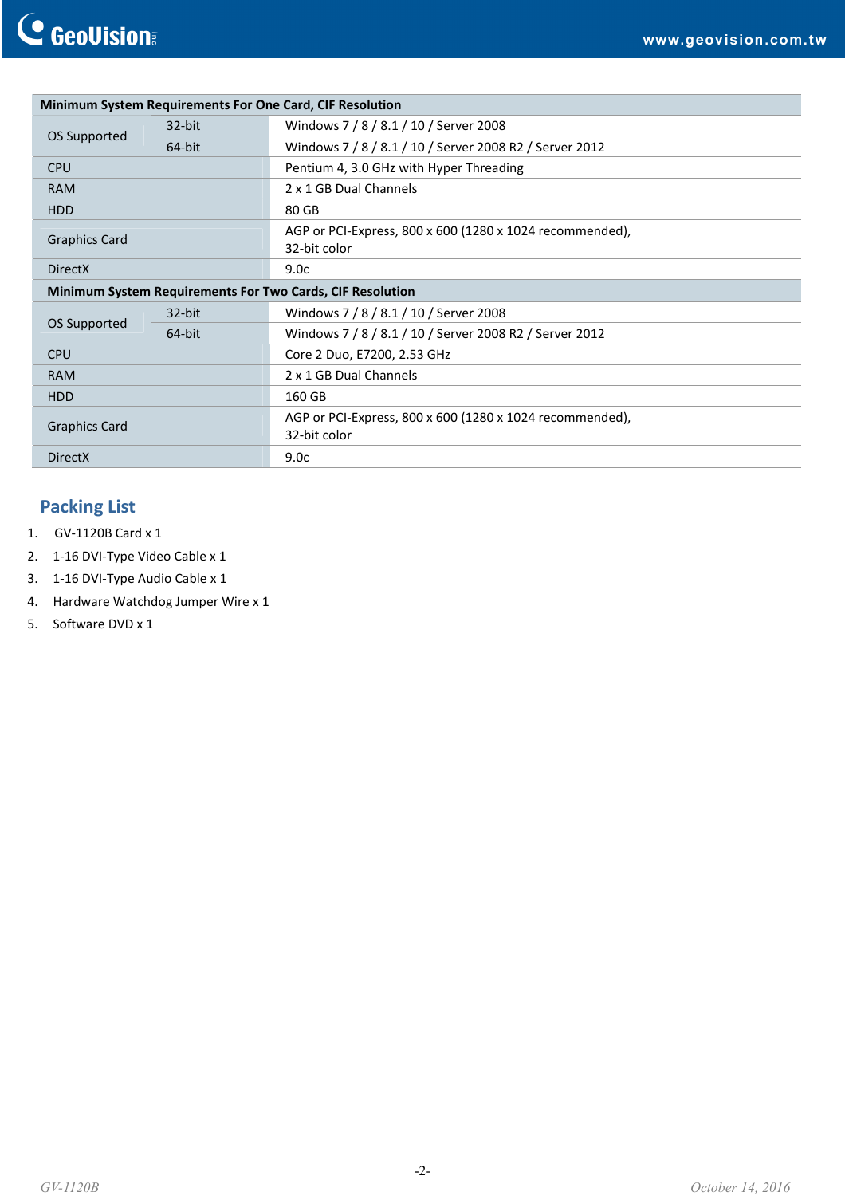| Minimum System Requirements For One Card, CIF Resolution | | |
|---|---|---|
| OS Supported | 32-bit | Windows 7 / 8 / 8.1 / 10 / Server 2008 |
| | 64-bit | Windows 7 / 8 / 8.1 / 10 / Server 2008 R2 / Server 2012 |
| CPU | | Pentium 4, 3.0 GHz with Hyper Threading |
| RAM | | 2 x 1 GB Dual Channels |
| HDD | | 80 GB |
| Graphics Card | | AGP or PCI-Express, 800 x 600 (1280 x 1024 recommended), 32-bit color |
| DirectX | | 9.0c |
| **Minimum System Requirements For Two Cards, CIF Resolution** | | |
| OS Supported | 32-bit | Windows 7 / 8 / 8.1 / 10 / Server 2008 |
| | 64-bit | Windows 7 / 8 / 8.1 / 10 / Server 2008 R2 / Server 2012 |
| CPU | | Core 2 Duo, E7200, 2.53 GHz |
| RAM | | 2 x 1 GB Dual Channels |
| HDD | | 160 GB |
| Graphics Card | | AGP or PCI-Express, 800 x 600 (1280 x 1024 recommended), 32-bit color |
| DirectX | | 9.0c |

## Packing List

1. GV-1120B Card x 1
2. 1-16 DVI-Type Video Cable x 1
3. 1-16 DVI-Type Audio Cable x 1
4. Hardware Watchdog Jumper Wire x 1
5. Software DVD x 1